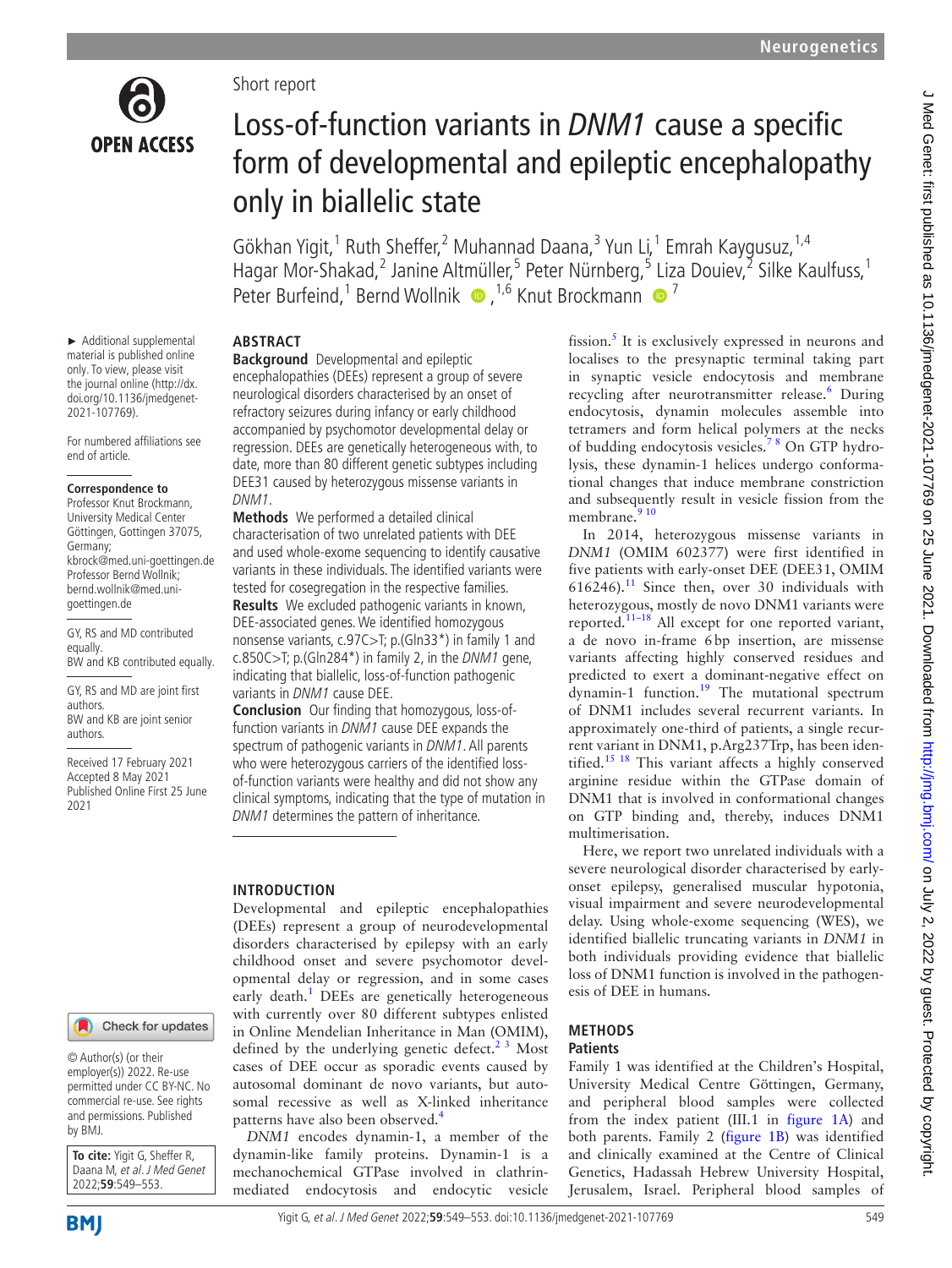Short report

# Loss-of-function variants in *DNM1* cause a specific form of developmental and epileptic encephalopathy only in biallelic state

Gökhan Yigit,[1] Ruth Sheffer,[2] Muhannad Daana,[3] Yun Li,[1] Emrah Kaygusuz,[1,4] Hagar Mor-Shakad,[2] Janine Altmüller,[5] Peter Nürnberg,[5] Liza Douiev,[2] Silke Kaulfuss,[1] Peter Burfeind,[1] Bernd Wollnik[1,6], Knut Brockmann[7]

► Additional supplemental material is published online only. To view, please visit the journal online (http://dx.doi.org/10.1136/jmedgenet-2021-107769).

For numbered affiliations see end of article.

**Correspondence to**

Professor Knut Brockmann, University Medical Center Göttingen, Gottingen 37075, Germany; kbrock@med.uni-goettingen.de Professor Bernd Wollnik; bernd.wollnik@med.uni-goettingen.de

GY, RS and MD contributed equally.
BW and KB contributed equally.

GY, RS and MD are joint first authors.
BW and KB are joint senior authors.

Received 17 February 2021
Accepted 8 May 2021
Published Online First 25 June 2021

© Author(s) (or their employer(s)) 2022. Re-use permitted under CC BY-NC. No commercial re-use. See rights and permissions. Published by BMJ.

**To cite:** Yigit G, Sheffer R, Daana M, *et al*. *J Med Genet* 2022;**59**:549–553.

## ABSTRACT

**Background** Developmental and epileptic encephalopathies (DEEs) represent a group of severe neurological disorders characterised by an onset of refractory seizures during infancy or early childhood accompanied by psychomotor developmental delay or regression. DEEs are genetically heterogeneous with, to date, more than 80 different genetic subtypes including DEE31 caused by heterozygous missense variants in *DNM1*.

**Methods** We performed a detailed clinical characterisation of two unrelated patients with DEE and used whole-exome sequencing to identify causative variants in these individuals. The identified variants were tested for cosegregation in the respective families.

**Results** We excluded pathogenic variants in known, DEE-associated genes. We identified homozygous nonsense variants, c.97C>T; p.(Gln33*) in family 1 and c.850C>T; p.(Gln284*) in family 2, in the *DNM1* gene, indicating that biallelic, loss-of-function pathogenic variants in *DNM1* cause DEE.

**Conclusion** Our finding that homozygous, loss-of-function variants in *DNM1* cause DEE expands the spectrum of pathogenic variants in *DNM1*. All parents who were heterozygous carriers of the identified loss-of-function variants were healthy and did not show any clinical symptoms, indicating that the type of mutation in *DNM1* determines the pattern of inheritance.

## INTRODUCTION

Developmental and epileptic encephalopathies (DEEs) represent a group of neurodevelopmental disorders characterised by epilepsy with an early childhood onset and severe psychomotor developmental delay or regression, and in some cases early death.[1] DEEs are genetically heterogeneous with currently over 80 different subtypes enlisted in Online Mendelian Inheritance in Man (OMIM), defined by the underlying genetic defect.[2 3] Most cases of DEE occur as sporadic events caused by autosomal dominant de novo variants, but autosomal recessive as well as X-linked inheritance patterns have also been observed.[4]

*DNM1* encodes dynamin-1, a member of the dynamin-like family proteins. Dynamin-1 is a mechanochemical GTPase involved in clathrin-mediated endocytosis and endocytic vesicle fission.[5] It is exclusively expressed in neurons and localises to the presynaptic terminal taking part in synaptic vesicle endocytosis and membrane recycling after neurotransmitter release.[6] During endocytosis, dynamin molecules assemble into tetramers and form helical polymers at the necks of budding endocytosis vesicles.[7 8] On GTP hydrolysis, these dynamin-1 helices undergo conformational changes that induce membrane constriction and subsequently result in vesicle fission from the membrane.[9 10]

In 2014, heterozygous missense variants in *DNM1* (OMIM 602377) were first identified in five patients with early-onset DEE (DEE31, OMIM 616246).[11] Since then, over 30 individuals with heterozygous, mostly de novo DNM1 variants were reported.[11–18] All except for one reported variant, a de novo in-frame 6bp insertion, are missense variants affecting highly conserved residues and predicted to exert a dominant-negative effect on dynamin-1 function.[19] The mutational spectrum of DNM1 includes several recurrent variants. In approximately one-third of patients, a single recurrent variant in DNM1, p.Arg237Trp, has been identified.[15 18] This variant affects a highly conserved arginine residue within the GTPase domain of DNM1 that is involved in conformational changes on GTP binding and, thereby, induces DNM1 multimerisation.

Here, we report two unrelated individuals with a severe neurological disorder characterised by early-onset epilepsy, generalised muscular hypotonia, visual impairment and severe neurodevelopmental delay. Using whole-exome sequencing (WES), we identified biallelic truncating variants in *DNM1* in both individuals providing evidence that biallelic loss of DNM1 function is involved in the pathogenesis of DEE in humans.

## METHODS

### Patients

Family 1 was identified at the Children's Hospital, University Medical Centre Göttingen, Germany, and peripheral blood samples were collected from the index patient (III.1 in figure 1A) and both parents. Family 2 (figure 1B) was identified and clinically examined at the Centre of Clinical Genetics, Hadassah Hebrew University Hospital, Jerusalem, Israel. Peripheral blood samples of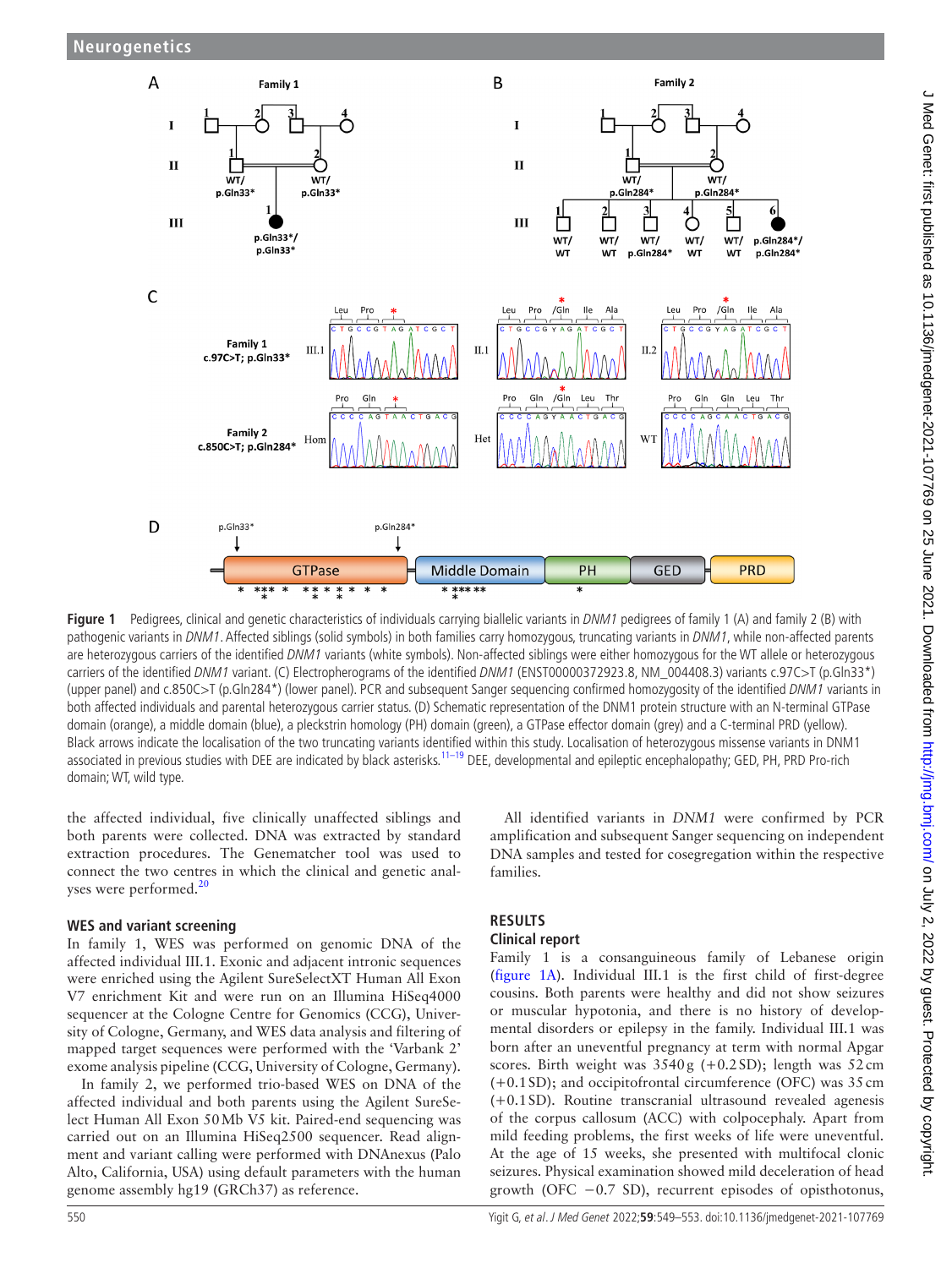Figure 1 Pedigrees, clinical and genetic characteristics of individuals carrying biallelic variants in *DNM1* pedigrees of family 1 (A) and family 2 (B) with pathogenic variants in *DNM1*. Affected siblings (solid symbols) in both families carry homozygous, truncating variants in *DNM1*, while non-affected parents are heterozygous carriers of the identified *DNM1* variants (white symbols). Non-affected siblings were either homozygous for the WT allele or heterozygous carriers of the identified *DNM1* variant. (C) Electropherograms of the identified *DNM1* (ENST00000372923.8, NM_004408.3) variants c.97C>T (p.Gln33*) (upper panel) and c.850C>T (p.Gln284*) (lower panel). PCR and subsequent Sanger sequencing confirmed homozygosity of the identified *DNM1* variants in both affected individuals and parental heterozygous carrier status. (D) Schematic representation of the DNM1 protein structure with an N-terminal GTPase domain (orange), a middle domain (blue), a pleckstrin homology (PH) domain (green), a GTPase effector domain (grey) and a C-terminal PRD (yellow). Black arrows indicate the localisation of the two truncating variants identified within this study. Localisation of heterozygous missense variants in DNM1 associated in previous studies with DEE are indicated by black asterisks.[11–19] DEE, developmental and epileptic encephalopathy; GED, PH, PRD Pro-rich domain; WT, wild type.

the affected individual, five clinically unaffected siblings and both parents were collected. DNA was extracted by standard extraction procedures. The Genematcher tool was used to connect the two centres in which the clinical and genetic analyses were performed.[20]

### WES and variant screening

In family 1, WES was performed on genomic DNA of the affected individual III.1. Exonic and adjacent intronic sequences were enriched using the Agilent SureSelectXT Human All Exon V7 enrichment Kit and were run on an Illumina HiSeq4000 sequencer at the Cologne Centre for Genomics (CCG), University of Cologne, Germany, and WES data analysis and filtering of mapped target sequences were performed with the 'Varbank 2' exome analysis pipeline (CCG, University of Cologne, Germany).

In family 2, we performed trio-based WES on DNA of the affected individual and both parents using the Agilent SureSelect Human All Exon 50 Mb V5 kit. Paired-end sequencing was carried out on an Illumina HiSeq2500 sequencer. Read alignment and variant calling were performed with DNAnexus (Palo Alto, California, USA) using default parameters with the human genome assembly hg19 (GRCh37) as reference.

All identified variants in *DNM1* were confirmed by PCR amplification and subsequent Sanger sequencing on independent DNA samples and tested for cosegregation within the respective families.

## RESULTS

### Clinical report

Family 1 is a consanguineous family of Lebanese origin (figure 1A). Individual III.1 is the first child of first-degree cousins. Both parents were healthy and did not show seizures or muscular hypotonia, and there is no history of developmental disorders or epilepsy in the family. Individual III.1 was born after an uneventful pregnancy at term with normal Apgar scores. Birth weight was 3540 g (+0.2 SD); length was 52 cm (+0.1 SD); and occipitofrontal circumference (OFC) was 35 cm (+0.1 SD). Routine transcranial ultrasound revealed agenesis of the corpus callosum (ACC) with colpocephaly. Apart from mild feeding problems, the first weeks of life were uneventful. At the age of 15 weeks, she presented with multifocal clonic seizures. Physical examination showed mild deceleration of head growth (OFC −0.7 SD), recurrent episodes of opisthotonus,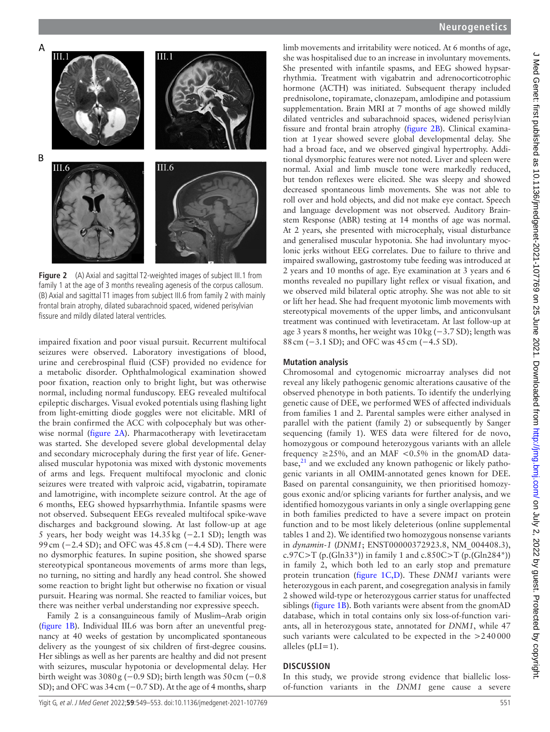**Figure 2** (A) Axial and sagittal T2-weighted images of subject III.1 from family 1 at the age of 3 months revealing agenesis of the corpus callosum. (B) Axial and sagittal T1 images from subject III.6 from family 2 with mainly frontal brain atrophy, dilated subarachnoid spaced, widened perisylvian fissure and mildly dilated lateral ventricles.

impaired fixation and poor visual pursuit. Recurrent multifocal seizures were observed. Laboratory investigations of blood, urine and cerebrospinal fluid (CSF) provided no evidence for a metabolic disorder. Ophthalmological examination showed poor fixation, reaction only to bright light, but was otherwise normal, including normal funduscopy. EEG revealed multifocal epileptic discharges. Visual evoked potentials using flashing light from light-emitting diode goggles were not elicitable. MRI of the brain confirmed the ACC with colpocephaly but was otherwise normal (figure 2A). Pharmacotherapy with levetiracetam was started. She developed severe global developmental delay and secondary microcephaly during the first year of life. Generalised muscular hypotonia was mixed with dystonic movements of arms and legs. Frequent multifocal myoclonic and clonic seizures were treated with valproic acid, vigabatrin, topiramate and lamotrigine, with incomplete seizure control. At the age of 6 months, EEG showed hypsarrhythmia. Infantile spasms were not observed. Subsequent EEGs revealed multifocal spike-wave discharges and background slowing. At last follow-up at age 5 years, her body weight was 14.35 kg (−2.1 SD); length was 99 cm (−2.4 SD); and OFC was 45.8 cm (−4.4 SD). There were no dysmorphic features. In supine position, she showed sparse stereotypical spontaneous movements of arms more than legs, no turning, no sitting and hardly any head control. She showed some reaction to bright light but otherwise no fixation or visual pursuit. Hearing was normal. She reacted to familiar voices, but there was neither verbal understanding nor expressive speech.

Family 2 is a consanguineous family of Muslim–Arab origin (figure 1B). Individual III.6 was born after an uneventful pregnancy at 40 weeks of gestation by uncomplicated spontaneous delivery as the youngest of six children of first-degree cousins. Her siblings as well as her parents are healthy and did not present with seizures, muscular hypotonia or developmental delay. Her birth weight was 3080 g (−0.9 SD); birth length was 50 cm (−0.8 SD); and OFC was 34 cm (−0.7 SD). At the age of 4 months, sharp limb movements and irritability were noticed. At 6 months of age, she was hospitalised due to an increase in involuntary movements. She presented with infantile spasms, and EEG showed hypsarrhythmia. Treatment with vigabatrin and adrenocorticotrophic hormone (ACTH) was initiated. Subsequent therapy included prednisolone, topiramate, clonazepam, amlodipine and potassium supplementation. Brain MRI at 7 months of age showed mildly dilated ventricles and subarachnoid spaces, widened perisylvian fissure and frontal brain atrophy (figure 2B). Clinical examination at 1 year showed severe global developmental delay. She had a broad face, and we observed gingival hypertrophy. Additional dysmorphic features were not noted. Liver and spleen were normal. Axial and limb muscle tone were markedly reduced, but tendon reflexes were elicited. She was sleepy and showed decreased spontaneous limb movements. She was not able to roll over and hold objects, and did not make eye contact. Speech and language development was not observed. Auditory Brainstem Response (ABR) testing at 14 months of age was normal. At 2 years, she presented with microcephaly, visual disturbance and generalised muscular hypotonia. She had involuntary myoclonic jerks without EEG correlates. Due to failure to thrive and impaired swallowing, gastrostomy tube feeding was introduced at 2 years and 10 months of age. Eye examination at 3 years and 6 months revealed no pupillary light reflex or visual fixation, and we observed mild bilateral optic atrophy. She was not able to sit or lift her head. She had frequent myotonic limb movements with stereotypical movements of the upper limbs, and anticonvulsant treatment was continued with levetiracetam. At last follow-up at age 3 years 8 months, her weight was 10 kg (−3.7 SD); length was 88 cm (−3.1 SD); and OFC was 45 cm (−4.5 SD).

### Mutation analysis

Chromosomal and cytogenomic microarray analyses did not reveal any likely pathogenic genomic alterations causative of the observed phenotype in both patients. To identify the underlying genetic cause of DEE, we performed WES of affected individuals from families 1 and 2. Parental samples were either analysed in parallel with the patient (family 2) or subsequently by Sanger sequencing (family 1). WES data were filtered for de novo, homozygous or compound heterozygous variants with an allele frequency ≥25%, and an MAF <0.5% in the gnomAD database,[21] and we excluded any known pathogenic or likely pathogenic variants in all OMIM-annotated genes known for DEE. Based on parental consanguinity, we then prioritised homozygous exonic and/or splicing variants for further analysis, and we identified homozygous variants in only a single overlapping gene in both families predicted to have a severe impact on protein function and to be most likely deleterious (online supplemental tables 1 and 2). We identified two homozygous nonsense variants in *dynamin-1* (*DNM1*; ENST00000372923.8, NM_004408.3), c.97C>T (p.(Gln33*)) in family 1 and c.850C>T (p.(Gln284*)) in family 2, which both led to an early stop and premature protein truncation (figure 1C,D). These *DNM1* variants were heterozygous in each parent, and cosegregation analysis in family 2 showed wild-type or heterozygous carrier status for unaffected siblings (figure 1B). Both variants were absent from the gnomAD database, which in total contains only six loss-of-function variants, all in heterozygous state, annotated for *DNM1*, while 47 such variants were calculated to be expected in the >240 000 alleles (pLI=1).

## DISCUSSION

In this study, we provide strong evidence that biallelic loss-of-function variants in the *DNM1* gene cause a severe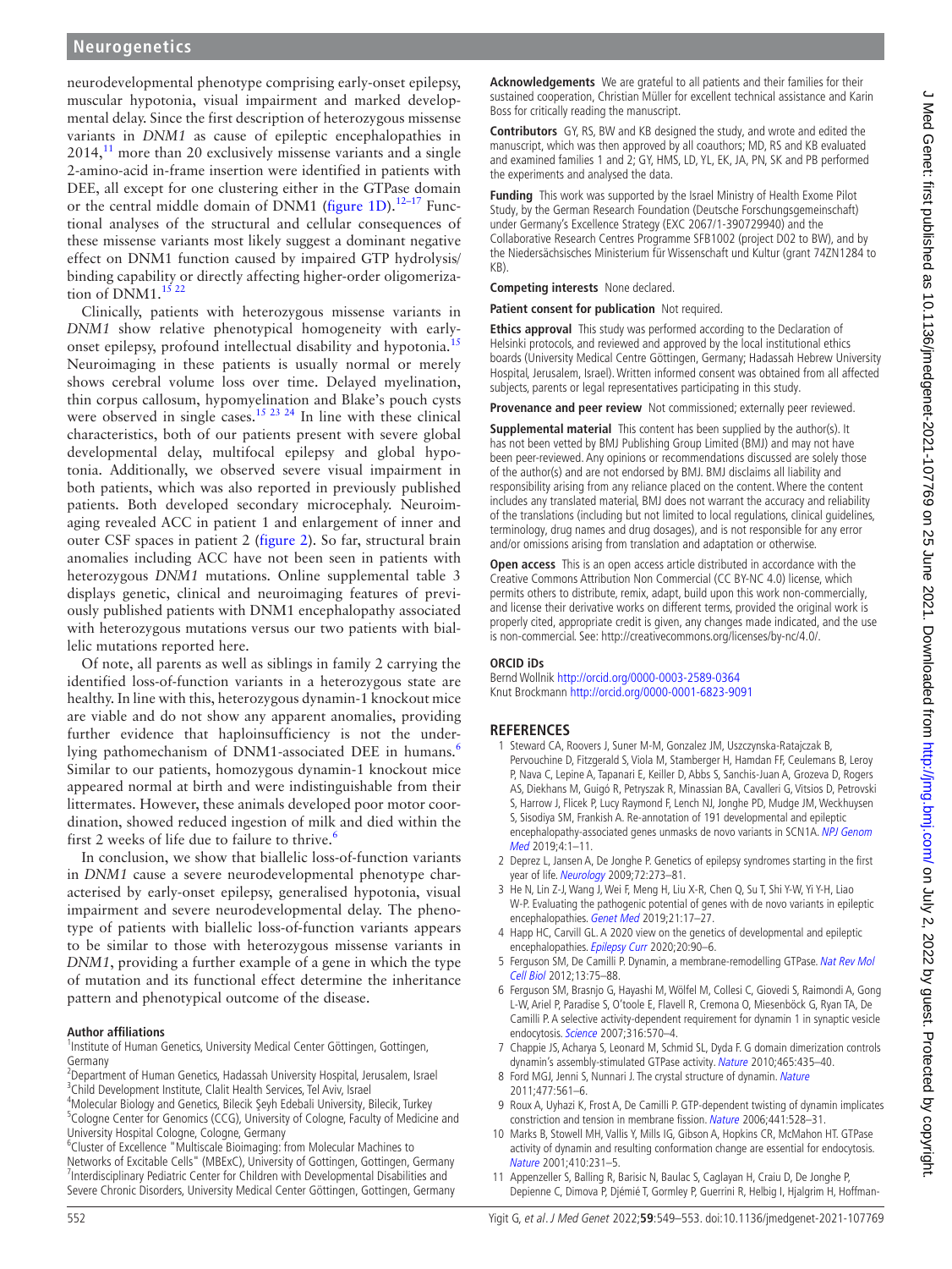neurodevelopmental phenotype comprising early-onset epilepsy, muscular hypotonia, visual impairment and marked developmental delay. Since the first description of heterozygous missense variants in *DNM1* as cause of epileptic encephalopathies in 2014,[11] more than 20 exclusively missense variants and a single 2-amino-acid in-frame insertion were identified in patients with DEE, all except for one clustering either in the GTPase domain or the central middle domain of DNM1 (figure 1D).[12–17] Functional analyses of the structural and cellular consequences of these missense variants most likely suggest a dominant negative effect on DNM1 function caused by impaired GTP hydrolysis/binding capability or directly affecting higher-order oligomerization of DNM1.[15 22]

Clinically, patients with heterozygous missense variants in *DNM1* show relative phenotypical homogeneity with early-onset epilepsy, profound intellectual disability and hypotonia.[15] Neuroimaging in these patients is usually normal or merely shows cerebral volume loss over time. Delayed myelination, thin corpus callosum, hypomyelination and Blake's pouch cysts were observed in single cases.[15 23 24] In line with these clinical characteristics, both of our patients present with severe global developmental delay, multifocal epilepsy and global hypotonia. Additionally, we observed severe visual impairment in both patients, which was also reported in previously published patients. Both developed secondary microcephaly. Neuroimaging revealed ACC in patient 1 and enlargement of inner and outer CSF spaces in patient 2 (figure 2). So far, structural brain anomalies including ACC have not been seen in patients with heterozygous *DNM1* mutations. Online supplemental table 3 displays genetic, clinical and neuroimaging features of previously published patients with DNM1 encephalopathy associated with heterozygous mutations versus our two patients with biallelic mutations reported here.

Of note, all parents as well as siblings in family 2 carrying the identified loss-of-function variants in a heterozygous state are healthy. In line with this, heterozygous dynamin-1 knockout mice are viable and do not show any apparent anomalies, providing further evidence that haploinsufficiency is not the underlying pathomechanism of DNM1-associated DEE in humans.[6] Similar to our patients, homozygous dynamin-1 knockout mice appeared normal at birth and were indistinguishable from their littermates. However, these animals developed poor motor coordination, showed reduced ingestion of milk and died within the first 2 weeks of life due to failure to thrive.[6]

In conclusion, we show that biallelic loss-of-function variants in *DNM1* cause a severe neurodevelopmental phenotype characterised by early-onset epilepsy, generalised hypotonia, visual impairment and severe neurodevelopmental delay. The phenotype of patients with biallelic loss-of-function variants appears to be similar to those with heterozygous missense variants in *DNM1*, providing a further example of a gene in which the type of mutation and its functional effect determine the inheritance pattern and phenotypical outcome of the disease.

**Author affiliations**

[1]Institute of Human Genetics, University Medical Center Göttingen, Gottingen, Germany
[2]Department of Human Genetics, Hadassah University Hospital, Jerusalem, Israel
[3]Child Development Institute, Clalit Health Services, Tel Aviv, Israel
[4]Molecular Biology and Genetics, Bilecik Şeyh Edebali University, Bilecik, Turkey
[5]Cologne Center for Genomics (CCG), University of Cologne, Faculty of Medicine and University Hospital Cologne, Cologne, Germany
[6]Cluster of Excellence "Multiscale Bioimaging: from Molecular Machines to Networks of Excitable Cells" (MBExC), University of Gottingen, Gottingen, Germany
[7]Interdisciplinary Pediatric Center for Children with Developmental Disabilities and Severe Chronic Disorders, University Medical Center Göttingen, Gottingen, Germany

**Acknowledgements** We are grateful to all patients and their families for their sustained cooperation, Christian Müller for excellent technical assistance and Karin Boss for critically reading the manuscript.

**Contributors** GY, RS, BW and KB designed the study, and wrote and edited the manuscript, which was then approved by all coauthors; MD, RS and KB evaluated and examined families 1 and 2; GY, HMS, LD, YL, EK, JA, PN, SK and PB performed the experiments and analysed the data.

**Funding** This work was supported by the Israel Ministry of Health Exome Pilot Study, by the German Research Foundation (Deutsche Forschungsgemeinschaft) under Germany's Excellence Strategy (EXC 2067/1-390729940) and the Collaborative Research Centres Programme SFB1002 (project D02 to BW), and by the Niedersächsisches Ministerium für Wissenschaft und Kultur (grant 74ZN1284 to KB).

**Competing interests** None declared.

**Patient consent for publication** Not required.

**Ethics approval** This study was performed according to the Declaration of Helsinki protocols, and reviewed and approved by the local institutional ethics boards (University Medical Centre Göttingen, Germany; Hadassah Hebrew University Hospital, Jerusalem, Israel). Written informed consent was obtained from all affected subjects, parents or legal representatives participating in this study.

**Provenance and peer review** Not commissioned; externally peer reviewed.

**Supplemental material** This content has been supplied by the author(s). It has not been vetted by BMJ Publishing Group Limited (BMJ) and may not have been peer-reviewed. Any opinions or recommendations discussed are solely those of the author(s) and are not endorsed by BMJ. BMJ disclaims all liability and responsibility arising from any reliance placed on the content. Where the content includes any translated material, BMJ does not warrant the accuracy and reliability of the translations (including but not limited to local regulations, clinical guidelines, terminology, drug names and drug dosages), and is not responsible for any error and/or omissions arising from translation and adaptation or otherwise.

**Open access** This is an open access article distributed in accordance with the Creative Commons Attribution Non Commercial (CC BY-NC 4.0) license, which permits others to distribute, remix, adapt, build upon this work non-commercially, and license their derivative works on different terms, provided the original work is properly cited, appropriate credit is given, any changes made indicated, and the use is non-commercial. See: http://creativecommons.org/licenses/by-nc/4.0/.

**ORCID iDs**

Bernd Wollnik http://orcid.org/0000-0003-2589-0364
Knut Brockmann http://orcid.org/0000-0001-6823-9091

## REFERENCES

1. Steward CA, Roovers J, Suner M-M, Gonzalez JM, Uszczynska-Ratajczak B, Pervouchine D, Fitzgerald S, Viola M, Stamberger H, Hamdan FF, Ceulemans B, Leroy P, Nava C, Lepine A, Tapanari E, Keiller D, Abbs S, Sanchis-Juan A, Grozeva D, Rogers AS, Diekhans M, Guigó R, Petryszak R, Minassian BA, Cavalleri G, Vitsios D, Petrovski S, Harrow J, Flicek P, Lucy Raymond F, Lench NJ, Jonghe PD, Mudge JM, Weckhuysen S, Sisodiya SM, Frankish A. Re-annotation of 191 developmental and epileptic encephalopathy-associated genes unmasks de novo variants in SCN1A. *NPJ Genom Med* 2019;4:1–11.
2. Deprez L, Jansen A, De Jonghe P. Genetics of epilepsy syndromes starting in the first year of life. *Neurology* 2009;72:273–81.
3. He N, Lin Z-J, Wang J, Wei F, Meng H, Liu X-R, Chen Q, Su T, Shi Y-W, Yi Y-H, Liao W-P. Evaluating the pathogenic potential of genes with de novo variants in epileptic encephalopathies. *Genet Med* 2019;21:17–27.
4. Happ HC, Carvill GL. A 2020 view on the genetics of developmental and epileptic encephalopathies. *Epilepsy Curr* 2020;20:90–6.
5. Ferguson SM, De Camilli P. Dynamin, a membrane-remodelling GTPase. *Nat Rev Mol Cell Biol* 2012;13:75–88.
6. Ferguson SM, Brasnjo G, Hayashi M, Wölfel M, Collesi C, Giovedi S, Raimondi A, Gong L-W, Ariel P, Paradise S, O'toole E, Flavell R, Cremona O, Miesenböck G, Ryan TA, De Camilli P. A selective activity-dependent requirement for dynamin 1 in synaptic vesicle endocytosis. *Science* 2007;316:570–4.
7. Chappie JS, Acharya S, Leonard M, Schmid SL, Dyda F. G domain dimerization controls dynamin's assembly-stimulated GTPase activity. *Nature* 2010;465:435–40.
8. Ford MGJ, Jenni S, Nunnari J. The crystal structure of dynamin. *Nature* 2011;477:561–6.
9. Roux A, Uyhazi K, Frost A, De Camilli P. GTP-dependent twisting of dynamin implicates constriction and tension in membrane fission. *Nature* 2006;441:528–31.
10. Marks B, Stowell MH, Vallis Y, Mills IG, Gibson A, Hopkins CR, McMahon HT. GTPase activity of dynamin and resulting conformation change are essential for endocytosis. *Nature* 2001;410:231–5.
11. Appenzeller S, Balling R, Barisic N, Baulac S, Caglayan H, Craiu D, De Jonghe P, Depienne C, Dimova P, Djémié T, Gormley P, Guerrini R, Helbig I, Hjalgrim H, Hoffman-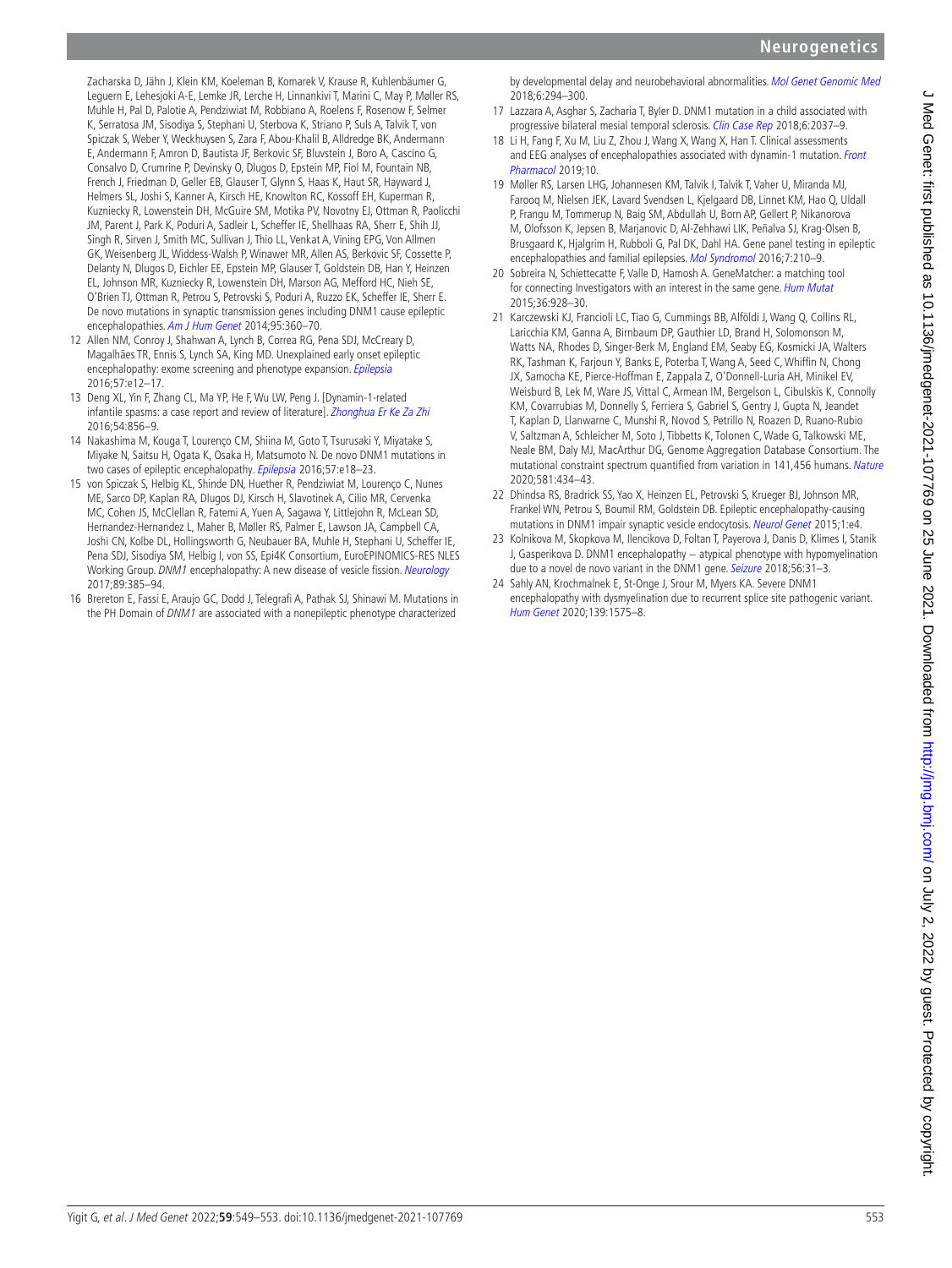Zacharska D, Jähn J, Klein KM, Koeleman B, Komarek V, Krause R, Kuhlenbäumer G, Leguern E, Lehesjoki A-E, Lemke JR, Lerche H, Linnankivi T, Marini C, May P, Møller RS, Muhle H, Pal D, Palotie A, Pendziwiat M, Robbiano A, Roelens F, Rosenow F, Selmer K, Serratosa JM, Sisodiya S, Stephani U, Sterbova K, Striano P, Suls A, Talvik T, von Spiczak S, Weber Y, Weckhuysen S, Zara F, Abou-Khalil B, Alldredge BK, Andermann E, Andermann F, Amron D, Bautista JF, Berkovic SF, Bluvstein J, Boro A, Cascino G, Consalvo D, Crumrine P, Devinsky O, Dlugos D, Epstein MP, Fiol M, Fountain NB, French J, Friedman D, Geller EB, Glauser T, Glynn S, Haas K, Haut SR, Hayward J, Helmers SL, Joshi S, Kanner A, Kirsch HE, Knowlton RC, Kossoff EH, Kuperman R, Kuzniecky R, Lowenstein DH, McGuire SM, Motika PV, Novotny EJ, Ottman R, Paolicchi JM, Parent J, Park K, Poduri A, Sadleir L, Scheffer IE, Shellhaas RA, Sherr E, Shih JJ, Singh R, Sirven J, Smith MC, Sullivan J, Thio LL, Venkat A, Vining EPG, Von Allmen GK, Weisenberg JL, Widdess-Walsh P, Winawer MR, Allen AS, Berkovic SF, Cossette P, Delanty N, Dlugos D, Eichler EE, Epstein MP, Glauser T, Goldstein DB, Han Y, Heinzen EL, Johnson MR, Kuzniecky R, Lowenstein DH, Marson AG, Mefford HC, Nieh SE, O'Brien TJ, Ottman R, Petrou S, Petrovski S, Poduri A, Ruzzo EK, Scheffer IE, Sherr E. De novo mutations in synaptic transmission genes including DNM1 cause epileptic encephalopathies. *Am J Hum Genet* 2014;95:360–70.

12 Allen NM, Conroy J, Shahwan A, Lynch B, Correa RG, Pena SDJ, McCreary D, Magalhães TR, Ennis S, Lynch SA, King MD. Unexplained early onset epileptic encephalopathy: exome screening and phenotype expansion. *Epilepsia* 2016;57:e12–17.

13 Deng XL, Yin F, Zhang CL, Ma YP, He F, Wu LW, Peng J. [Dynamin-1-related infantile spasms: a case report and review of literature]. *Zhonghua Er Ke Za Zhi* 2016;54:856–9.

14 Nakashima M, Kouga T, Lourenço CM, Shiina M, Goto T, Tsurusaki Y, Miyatake S, Miyake N, Saitsu H, Ogata K, Osaka H, Matsumoto N. De novo DNM1 mutations in two cases of epileptic encephalopathy. *Epilepsia* 2016;57:e18–23.

15 von Spiczak S, Helbig KL, Shinde DN, Huether R, Pendziwiat M, Lourenço C, Nunes ME, Sarco DP, Kaplan RA, Dlugos DJ, Kirsch H, Slavotinek A, Cilio MR, Cervenka MC, Cohen JS, McClellan R, Fatemi A, Yuen A, Sagawa Y, Littlejohn R, McLean SD, Hernandez-Hernandez L, Maher B, Møller RS, Palmer E, Lawson JA, Campbell CA, Joshi CN, Kolbe DL, Hollingsworth G, Neubauer BA, Muhle H, Stephani U, Scheffer IE, Pena SDJ, Sisodiya SM, Helbig I, von SS, Epi4K Consortium, EuroEPINOMICS-RES NLES Working Group. *DNM1* encephalopathy: A new disease of vesicle fission. *Neurology* 2017;89:385–94.

16 Brereton E, Fassi E, Araujo GC, Dodd J, Telegrafi A, Pathak SJ, Shinawi M. Mutations in the PH Domain of *DNM1* are associated with a nonepileptic phenotype characterized by developmental delay and neurobehavioral abnormalities. *Mol Genet Genomic Med* 2018;6:294–300.

17 Lazzara A, Asghar S, Zacharia T, Byler D. DNM1 mutation in a child associated with progressive bilateral mesial temporal sclerosis. *Clin Case Rep* 2018;6:2037–9.

18 Li H, Fang F, Xu M, Liu Z, Zhou J, Wang X, Wang X, Han T. Clinical assessments and EEG analyses of encephalopathies associated with dynamin-1 mutation. *Front Pharmacol* 2019;10.

19 Møller RS, Larsen LHG, Johannesen KM, Talvik I, Talvik T, Vaher U, Miranda MJ, Farooq M, Nielsen JEK, Lavard Svendsen L, Kjelgaard DB, Linnet KM, Hao Q, Uldall P, Frangu M, Tommerup N, Baig SM, Abdullah U, Born AP, Gellert P, Nikanorova M, Olofsson K, Jepsen B, Marjanovic D, Al-Zehhawi LIK, Peñalva SJ, Krag-Olsen B, Brusgaard K, Hjalgrim H, Rubboli G, Pal DK, Dahl HA. Gene panel testing in epileptic encephalopathies and familial epilepsies. *Mol Syndromol* 2016;7:210–9.

20 Sobreira N, Schiettecatte F, Valle D, Hamosh A. GeneMatcher: a matching tool for connecting Investigators with an interest in the same gene. *Hum Mutat* 2015;36:928–30.

21 Karczewski KJ, Francioli LC, Tiao G, Cummings BB, Alföldi J, Wang Q, Collins RL, Laricchia KM, Ganna A, Birnbaum DP, Gauthier LD, Brand H, Solomonson M, Watts NA, Rhodes D, Singer-Berk M, England EM, Seaby EG, Kosmicki JA, Walters RK, Tashman K, Farjoun Y, Banks E, Poterba T, Wang A, Seed C, Whiffin N, Chong JX, Samocha KE, Pierce-Hoffman E, Zappala Z, O'Donnell-Luria AH, Minikel EV, Weisburd B, Lek M, Ware JS, Vittal C, Armean IM, Bergelson L, Cibulskis K, Connolly KM, Covarrubias M, Donnelly S, Ferriera S, Gabriel S, Gentry J, Gupta N, Jeandet T, Kaplan D, Llanwarne C, Munshi R, Novod S, Petrillo N, Roazen D, Ruano-Rubio V, Saltzman A, Schleicher M, Soto J, Tibbetts K, Tolonen C, Wade G, Talkowski ME, Neale BM, Daly MJ, MacArthur DG, Genome Aggregation Database Consortium. The mutational constraint spectrum quantified from variation in 141,456 humans. *Nature* 2020;581:434–43.

22 Dhindsa RS, Bradrick SS, Yao X, Heinzen EL, Petrovski S, Krueger BJ, Johnson MR, Frankel WN, Petrou S, Boumil RM, Goldstein DB. Epileptic encephalopathy-causing mutations in DNM1 impair synaptic vesicle endocytosis. *Neurol Genet* 2015;1:e4.

23 Kolnikova M, Skopkova M, Ilencikova D, Foltan T, Payerova J, Danis D, Klimes I, Stanik J, Gasperikova D. DNM1 encephalopathy – atypical phenotype with hypomyelination due to a novel de novo variant in the DNM1 gene. *Seizure* 2018;56:31–3.

24 Sahly AN, Krochmalnek E, St-Onge J, Srour M, Myers KA. Severe DNM1 encephalopathy with dysmyelination due to recurrent splice site pathogenic variant. *Hum Genet* 2020;139:1575–8.